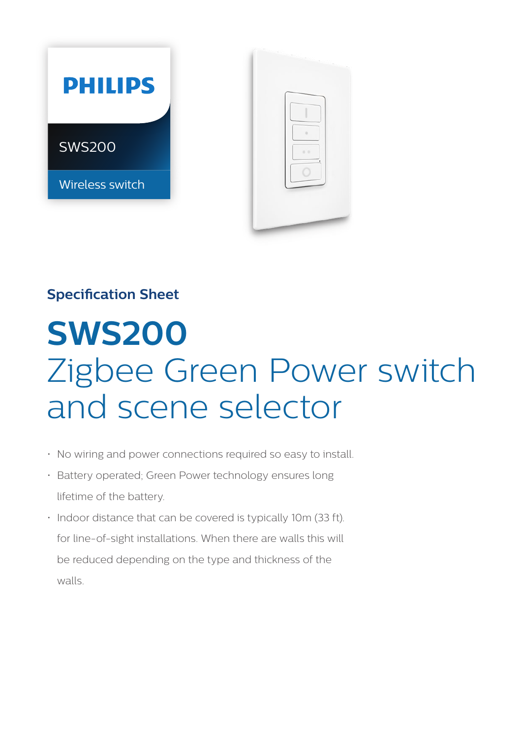PHILIPS

SWS200

Wireless switch

## Specification Sheet

# SWS200

# Zigbee Green Power switch and scene selector

- No wiring and power connections required so easy to install.
- Battery operated; Green Power technology ensures long lifetime of the battery.
- Indoor distance that can be covered is typically 10m (33 ft). for line-of-sight installations. When there are walls this will be reduced depending on the type and thickness of the walls.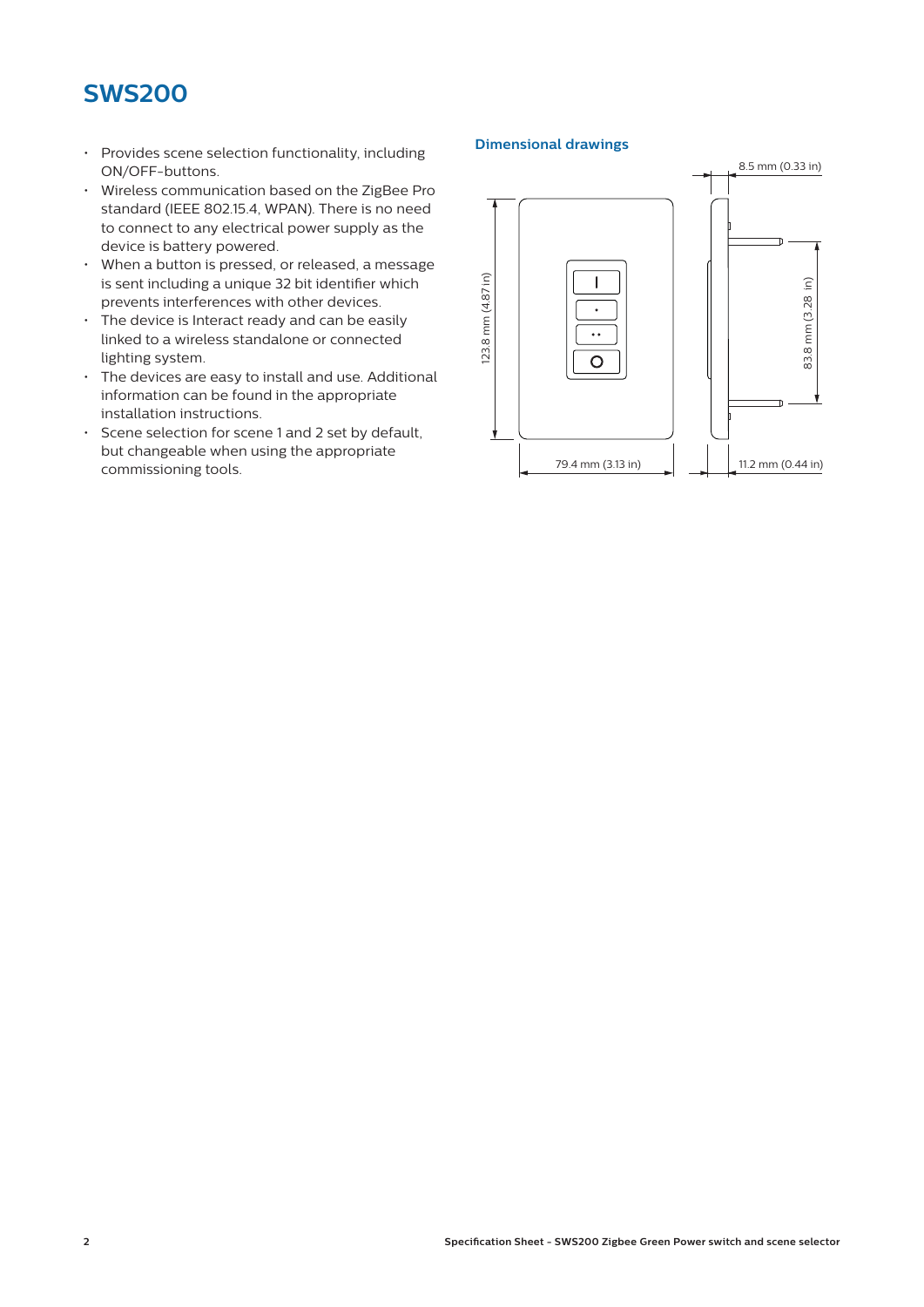# SWS200

- Provides scene selection functionality, including ON/OFF-buttons.
- Wireless communication based on the ZigBee Pro standard (IEEE 802.15.4, WPAN). There is no need to connect to any electrical power supply as the device is battery powered.
- When a button is pressed, or released, a message is sent including a unique 32 bit identifier which prevents interferences with other devices.
- The device is Interact ready and can be easily linked to a wireless standalone or connected lighting system.
- The devices are easy to install and use. Additional information can be found in the appropriate installation instructions.
- Scene selection for scene 1 and 2 set by default, but changeable when using the appropriate commissioning tools.

## Dimensional drawings

8.5 mm (0.33 in)

123.8 mm (4.87 in)

83.8 mm (3.28 in)

79.4 mm (3.13 in)

11.2 mm (0.44 in)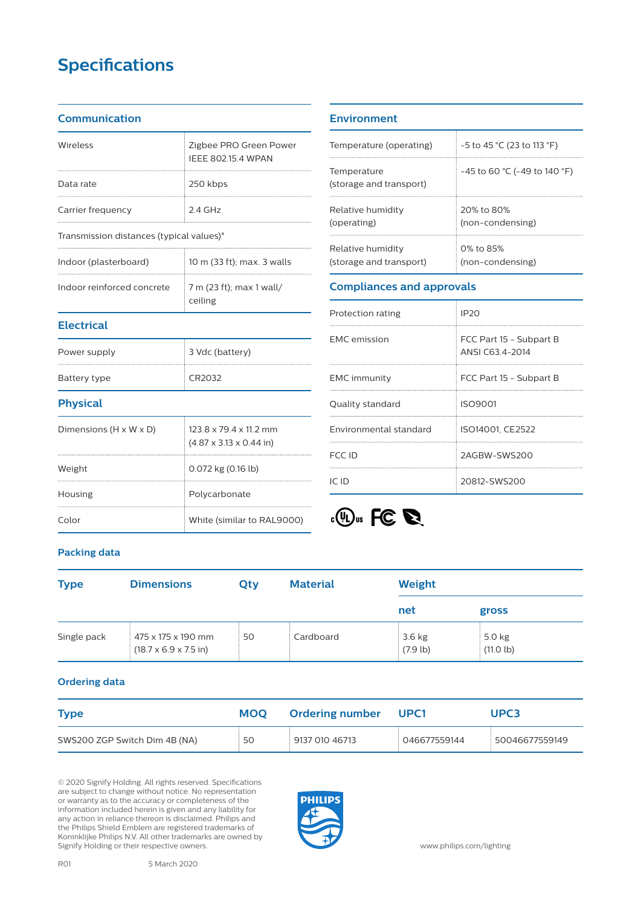# Specifications

## Communication

| | |
|---|---|
| Wireless | Zigbee PRO Green Power IEEE 802.15.4 WPAN |
| Data rate | 250 kbps |
| Carrier frequency | 2.4 GHz |
| Transmission distances (typical values)* | |
| Indoor (plasterboard) | 10 m (33 ft); max. 3 walls |
| Indoor reinforced concrete | 7 m (23 ft); max 1 wall/ ceiling |

## Electrical

| | |
|---|---|
| Power supply | 3 Vdc (battery) |
| Battery type | CR2032 |

## Physical

| | |
|---|---|
| Dimensions (H x W x D) | 123.8 x 79.4 x 11.2 mm (4.87 x 3.13 x 0.44 in) |
| Weight | 0.072 kg (0.16 lb) |
| Housing | Polycarbonate |
| Color | White (similar to RAL9000) |

## Environment

| | |
|---|---|
| Temperature (operating) | -5 to 45 °C (23 to 113 °F) |
| Temperature (storage and transport) | -45 to 60 °C (-49 to 140 °F) |
| Relative humidity (operating) | 20% to 80% (non-condensing) |
| Relative humidity (storage and transport) | 0% to 85% (non-condensing) |

## Compliances and approvals

| | |
|---|---|
| Protection rating | IP20 |
| EMC emission | FCC Part 15 - Subpart B ANSI C63.4-2014 |
| EMC immunity | FCC Part 15 - Subpart B |
| Quality standard | ISO9001 |
| Environmental standard | ISO14001, CE2522 |
| FCC ID | 2AGBW-SWS200 |
| IC ID | 20812-SWS200 |

### Packing data

| Type | Dimensions | Qty | Material | Weight | |
|---|---|---|---|---|---|
| | | | | net | gross |
| Single pack | 475 x 175 x 190 mm (18.7 x 6.9 x 7.5 in) | 50 | Cardboard | 3.6 kg (7.9 lb) | 5.0 kg (11.0 lb) |

### Ordering data

| Type | MOQ | Ordering number | UPC1 | UPC3 |
|---|---|---|---|---|
| SWS200 ZGP Switch Dim 4B (NA) | 50 | 9137 010 46713 | 046677559144 | 50046677559149 |

© 2020 Signify Holding. All rights reserved. Specifications are subject to change without notice. No representation or warranty as to the accuracy or completeness of the information included herein is given and any liability for any action in reliance thereon is disclaimed. Philips and the Philips Shield Emblem are registered trademarks of Koninklijke Philips N.V. All other trademarks are owned by Signify Holding or their respective owners.

R01 5 March 2020

www.philips.com/lighting